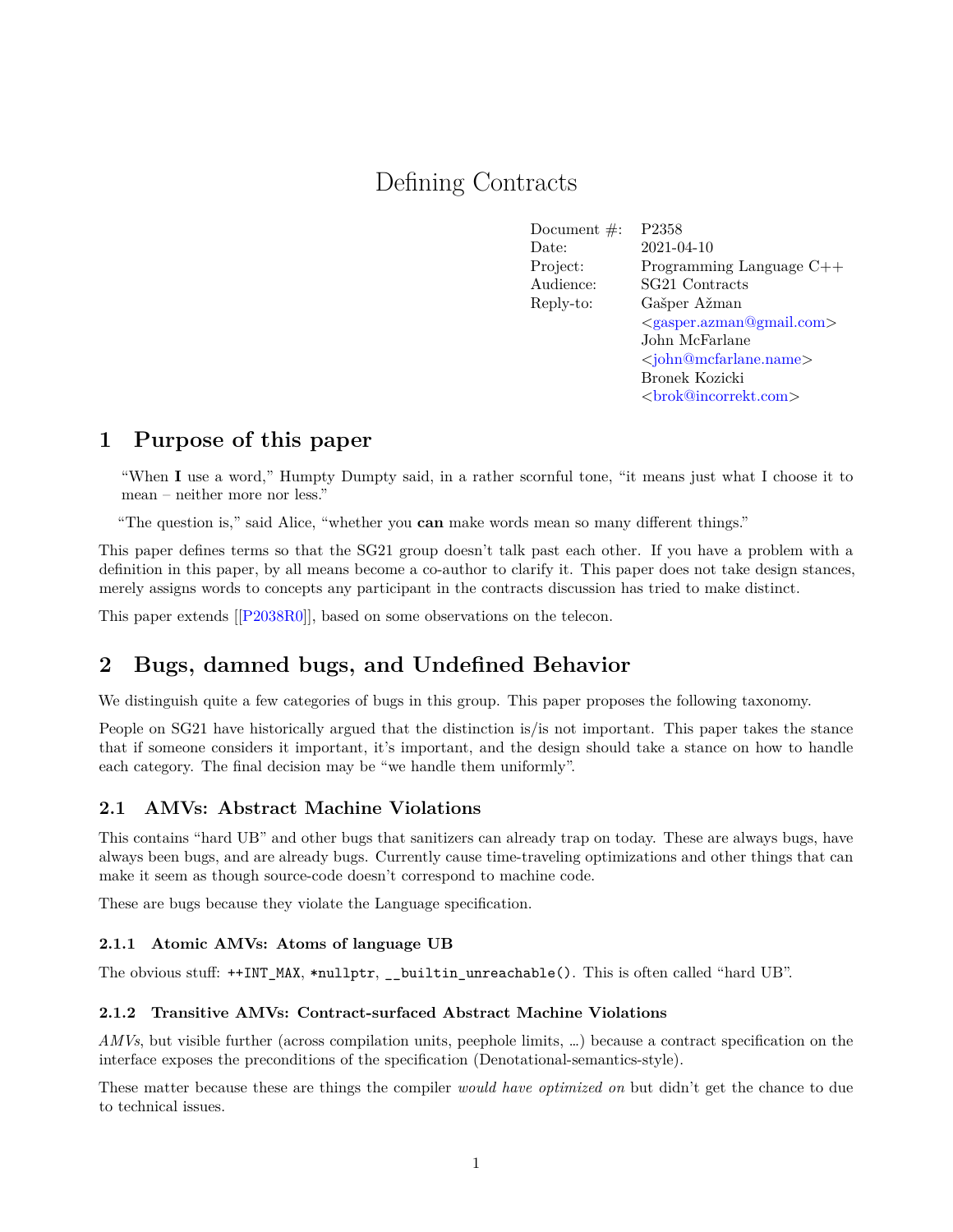# Defining Contracts

| | |
|---|---|
| Document #: | P2358 |
| Date: | 2021-04-10 |
| Project: | Programming Language C++ |
| Audience: | SG21 Contracts |
| Reply-to: | Gašper Ažman <gasper.azman@gmail.com> |
| | John McFarlane <john@mcfarlane.name> |
| | Bronek Kozicki <brok@incorrekt.com> |

## 1 Purpose of this paper

> "When **I** use a word," Humpty Dumpty said, in a rather scornful tone, "it means just what I choose it to mean – neither more nor less."

> "The question is," said Alice, "whether you **can** make words mean so many different things."

This paper defines terms so that the SG21 group doesn't talk past each other. If you have a problem with a definition in this paper, by all means become a co-author to clarify it. This paper does not take design stances, merely assigns words to concepts any participant in the contracts discussion has tried to make distinct.

This paper extends [[P2038R0]], based on some observations on the telecon.

## 2 Bugs, damned bugs, and Undefined Behavior

We distinguish quite a few categories of bugs in this group. This paper proposes the following taxonomy.

People on SG21 have historically argued that the distinction is/is not important. This paper takes the stance that if someone considers it important, it's important, and the design should take a stance on how to handle each category. The final decision may be "we handle them uniformly".

### 2.1 AMVs: Abstract Machine Violations

This contains "hard UB" and other bugs that sanitizers can already trap on today. These are always bugs, have always been bugs, and are already bugs. Currently cause time-traveling optimizations and other things that can make it seem as though source-code doesn't correspond to machine code.

These are bugs because they violate the Language specification.

#### 2.1.1 Atomic AMVs: Atoms of language UB

The obvious stuff: `++INT_MAX`, `*nullptr`, `__builtin_unreachable()`. This is often called "hard UB".

#### 2.1.2 Transitive AMVs: Contract-surfaced Abstract Machine Violations

*AMVs*, but visible further (across compilation units, peephole limits, …) because a contract specification on the interface exposes the preconditions of the specification (Denotational-semantics-style).

These matter because these are things the compiler *would have optimized on* but didn't get the chance to due to technical issues.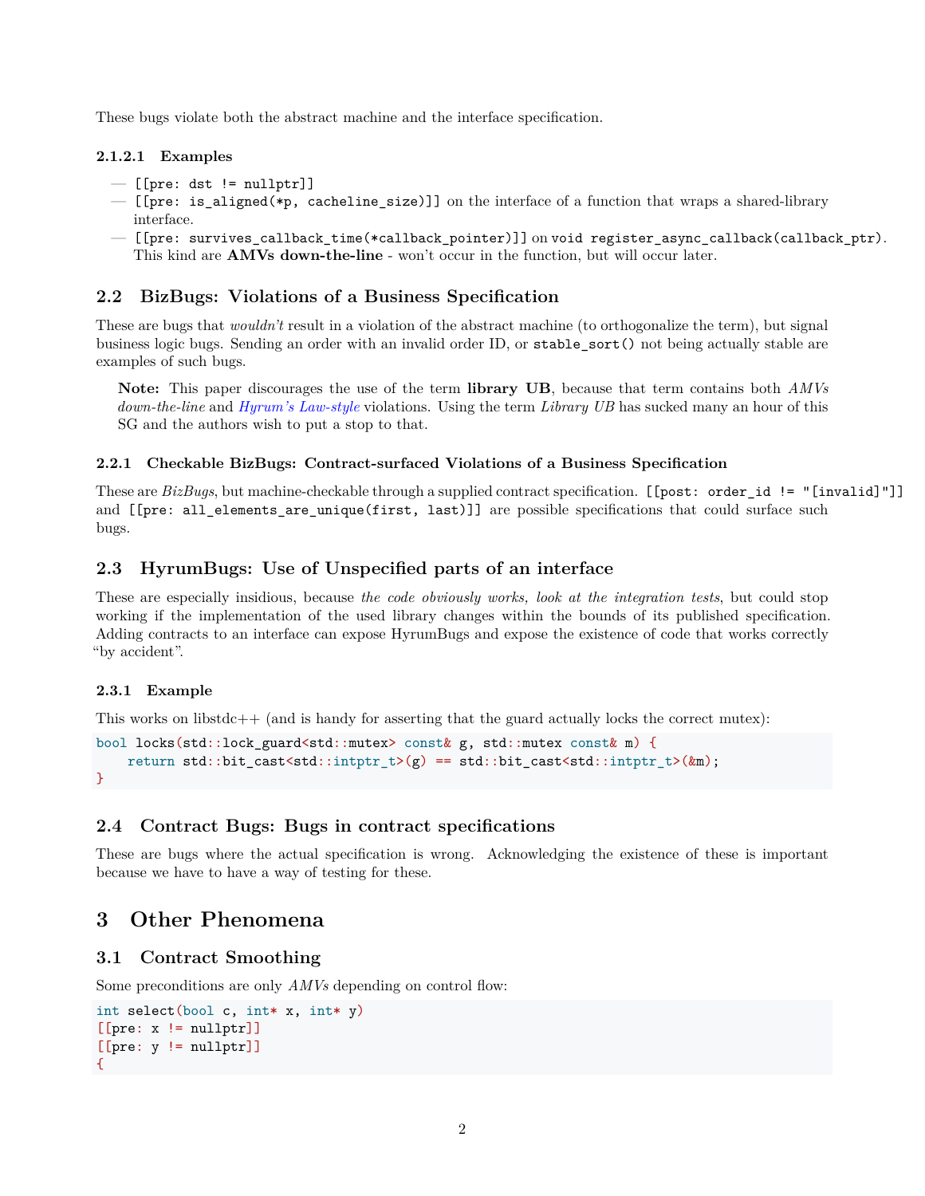These bugs violate both the abstract machine and the interface specification.

#### 2.1.2.1 Examples

- `[[pre: dst != nullptr]]`
- `[[pre: is_aligned(*p, cacheline_size)]]` on the interface of a function that wraps a shared-library interface.
- `[[pre: survives_callback_time(*callback_pointer)]]` on `void register_async_callback(callback_ptr)`. This kind are **AMVs down-the-line** - won't occur in the function, but will occur later.

## 2.2 BizBugs: Violations of a Business Specification

These are bugs that *wouldn't* result in a violation of the abstract machine (to orthogonalize the term), but signal business logic bugs. Sending an order with an invalid order ID, or `stable_sort()` not being actually stable are examples of such bugs.

> **Note:** This paper discourages the use of the term **library UB**, because that term contains both *AMVs down-the-line* and *Hyrum's Law-style* violations. Using the term *Library UB* has sucked many an hour of this SG and the authors wish to put a stop to that.

### 2.2.1 Checkable BizBugs: Contract-surfaced Violations of a Business Specification

These are *BizBugs*, but machine-checkable through a supplied contract specification. `[[post: order_id != "[invalid]"]]` and `[[pre: all_elements_are_unique(first, last)]]` are possible specifications that could surface such bugs.

## 2.3 HyrumBugs: Use of Unspecified parts of an interface

These are especially insidious, because *the code obviously works, look at the integration tests*, but could stop working if the implementation of the used library changes within the bounds of its published specification. Adding contracts to an interface can expose HyrumBugs and expose the existence of code that works correctly "by accident".

### 2.3.1 Example

This works on libstdc++ (and is handy for asserting that the guard actually locks the correct mutex):

```
bool locks(std::lock_guard<std::mutex> const& g, std::mutex const& m) {
    return std::bit_cast<std::intptr_t>(g) == std::bit_cast<std::intptr_t>(&m);
}
```

## 2.4 Contract Bugs: Bugs in contract specifications

These are bugs where the actual specification is wrong. Acknowledging the existence of these is important because we have to have a way of testing for these.

# 3 Other Phenomena

## 3.1 Contract Smoothing

Some preconditions are only *AMVs* depending on control flow:

```
int select(bool c, int* x, int* y)
[[pre: x != nullptr]]
[[pre: y != nullptr]]
{
```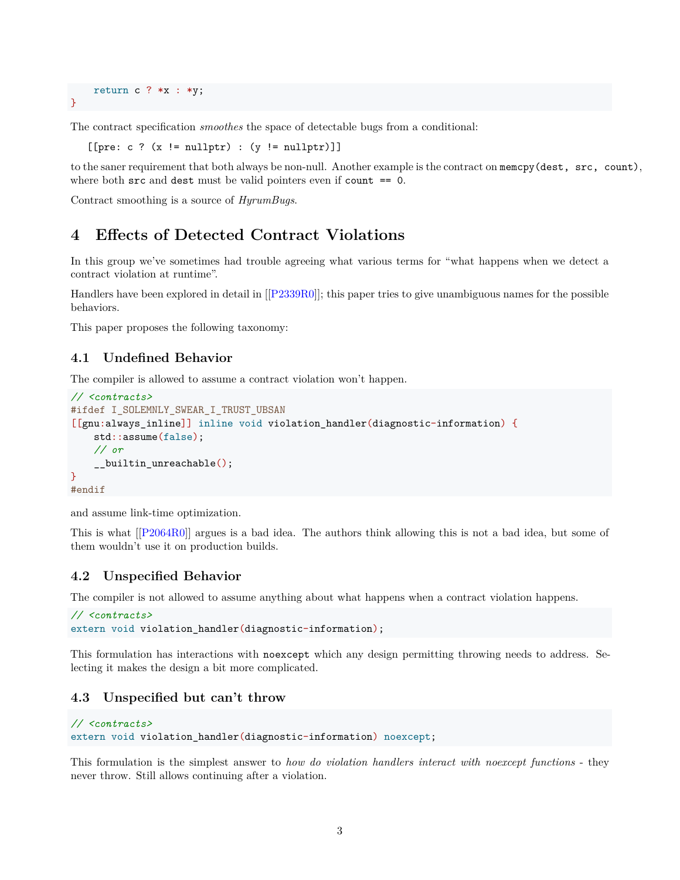```
    return c ? *x : *y;
}
```

The contract specification *smoothes* the space of detectable bugs from a conditional:

```
[[pre: c ? (x != nullptr) : (y != nullptr)]]
```

to the saner requirement that both always be non-null. Another example is the contract on `memcpy(dest, src, count)`, where both `src` and `dest` must be valid pointers even if `count == 0`.

Contract smoothing is a source of *HyrumBugs*.

# 4 Effects of Detected Contract Violations

In this group we've sometimes had trouble agreeing what various terms for "what happens when we detect a contract violation at runtime".

Handlers have been explored in detail in [[P2339R0]]; this paper tries to give unambiguous names for the possible behaviors.

This paper proposes the following taxonomy:

## 4.1 Undefined Behavior

The compiler is allowed to assume a contract violation won't happen.

```
// <contracts>
#ifdef I_SOLEMNLY_SWEAR_I_TRUST_UBSAN
[[gnu:always_inline]] inline void violation_handler(diagnostic-information) {
    std::assume(false);
    // or
    __builtin_unreachable();
}
#endif
```

and assume link-time optimization.

This is what [[P2064R0]] argues is a bad idea. The authors think allowing this is not a bad idea, but some of them wouldn't use it on production builds.

## 4.2 Unspecified Behavior

The compiler is not allowed to assume anything about what happens when a contract violation happens.

```
// <contracts>
extern void violation_handler(diagnostic-information);
```

This formulation has interactions with `noexcept` which any design permitting throwing needs to address. Selecting it makes the design a bit more complicated.

## 4.3 Unspecified but can't throw

```
// <contracts>
extern void violation_handler(diagnostic-information) noexcept;
```

This formulation is the simplest answer to *how do violation handlers interact with noexcept functions* - they never throw. Still allows continuing after a violation.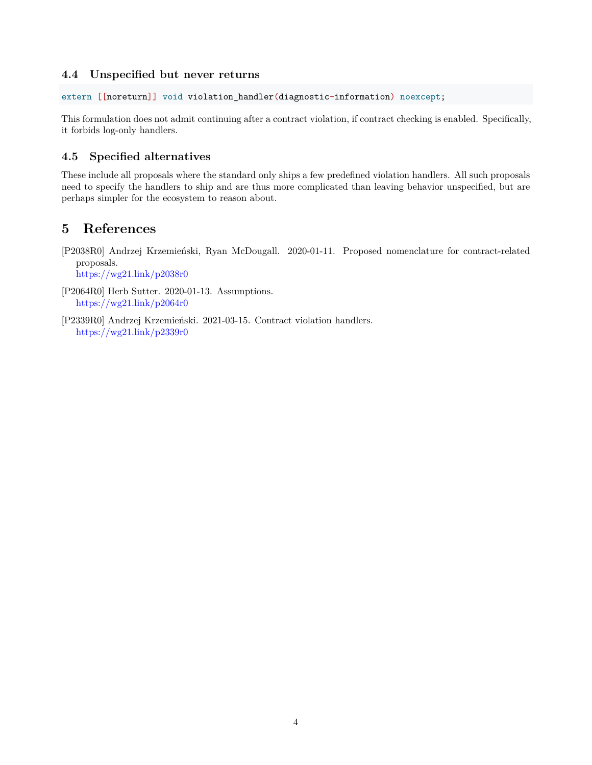### 4.4 Unspecified but never returns

```
extern [[noreturn]] void violation_handler(diagnostic-information) noexcept;
```

This formulation does not admit continuing after a contract violation, if contract checking is enabled. Specifically, it forbids log-only handlers.

### 4.5 Specified alternatives

These include all proposals where the standard only ships a few predefined violation handlers. All such proposals need to specify the handlers to ship and are thus more complicated than leaving behavior unspecified, but are perhaps simpler for the ecosystem to reason about.

## 5 References

[P2038R0] Andrzej Krzemieński, Ryan McDougall. 2020-01-11. Proposed nomenclature for contract-related proposals.
https://wg21.link/p2038r0

[P2064R0] Herb Sutter. 2020-01-13. Assumptions.
https://wg21.link/p2064r0

[P2339R0] Andrzej Krzemieński. 2021-03-15. Contract violation handlers.
https://wg21.link/p2339r0